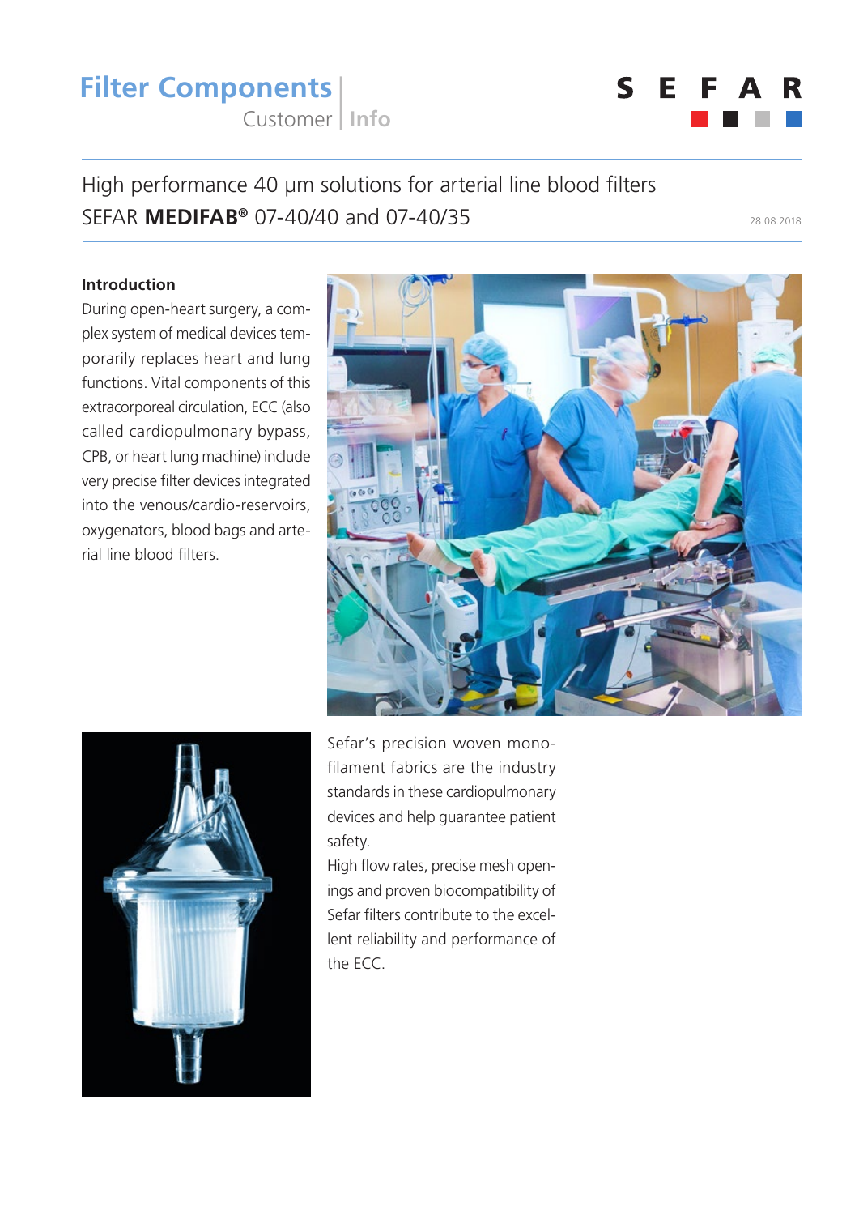# Filter Components

Customer | Info

SEFAR

## High performance 40 µm solutions for arterial line blood filters SEFAR **MEDIFAB®** 07-40/40 and 07-40/35

28.08.2018

### Introduction

During open-heart surgery, a complex system of medical devices temporarily replaces heart and lung functions. Vital components of this extracorporeal circulation, ECC (also called cardiopulmonary bypass, CPB, or heart lung machine) include very precise filter devices integrated into the venous/cardio-reservoirs, oxygenators, blood bags and arterial line blood filters.

Sefar's precision woven monofilament fabrics are the industry standards in these cardiopulmonary devices and help guarantee patient safety.

High flow rates, precise mesh openings and proven biocompatibility of Sefar filters contribute to the excellent reliability and performance of the ECC.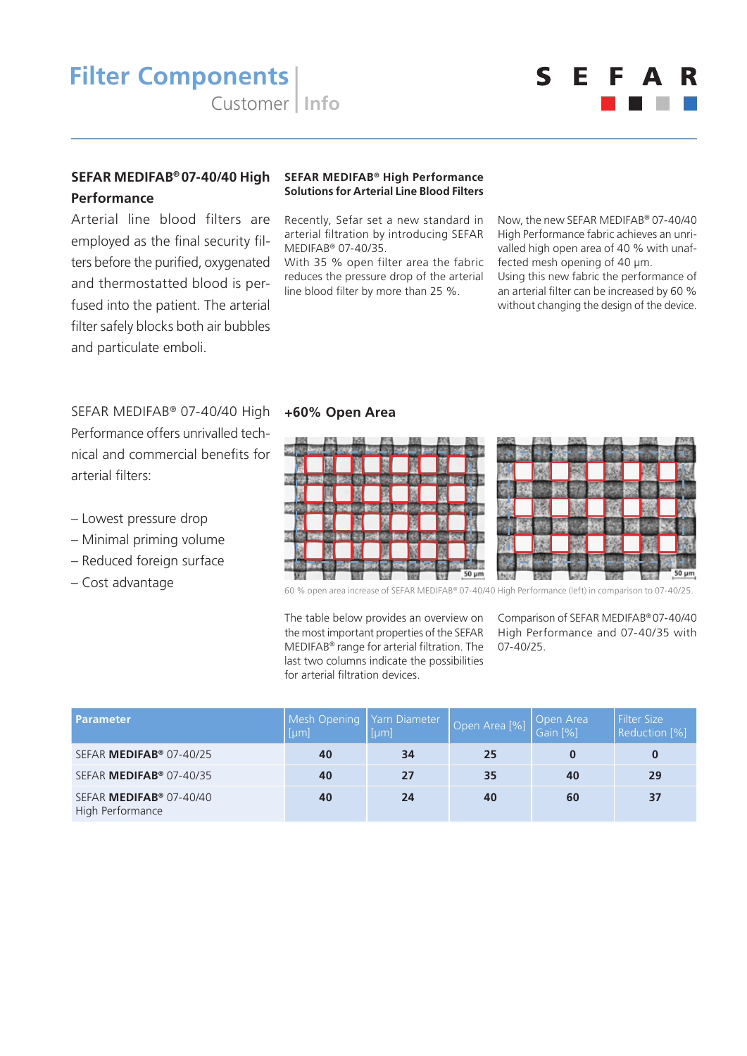# Filter Components

Customer | Info

## SEFAR MEDIFAB® 07-40/40 High Performance

Arterial line blood filters are employed as the final security filters before the purified, oxygenated and thermostatted blood is perfused into the patient. The arterial filter safely blocks both air bubbles and particulate emboli.

### SEFAR MEDIFAB® High Performance Solutions for Arterial Line Blood Filters

Recently, Sefar set a new standard in arterial filtration by introducing SEFAR MEDIFAB® 07-40/35.
With 35 % open filter area the fabric reduces the pressure drop of the arterial line blood filter by more than 25 %.

Now, the new SEFAR MEDIFAB® 07-40/40 High Performance fabric achieves an unrivalled high open area of 40 % with unaffected mesh opening of 40 µm.
Using this new fabric the performance of an arterial filter can be increased by 60 % without changing the design of the device.

SEFAR MEDIFAB® 07-40/40 High Performance offers unrivalled technical and commercial benefits for arterial filters:

– Lowest pressure drop
– Minimal priming volume
– Reduced foreign surface
– Cost advantage

### +60% Open Area

50 µm

50 µm

60 % open area increase of SEFAR MEDIFAB® 07-40/40 High Performance (left) in comparison to 07-40/25.

The table below provides an overview on the most important properties of the SEFAR MEDIFAB® range for arterial filtration. The last two columns indicate the possibilities for arterial filtration devices.

Comparison of SEFAR MEDIFAB® 07-40/40 High Performance and 07-40/35 with 07-40/25.

| Parameter | Mesh Opening [µm] | Yarn Diameter [µm] | Open Area [%] | Open Area Gain [%] | Filter Size Reduction [%] |
|---|---|---|---|---|---|
| SEFAR **MEDIFAB®** 07-40/25 | **40** | **34** | **25** | **0** | **0** |
| SEFAR **MEDIFAB®** 07-40/35 | **40** | **27** | **35** | **40** | **29** |
| SEFAR **MEDIFAB®** 07-40/40 High Performance | **40** | **24** | **40** | **60** | **37** |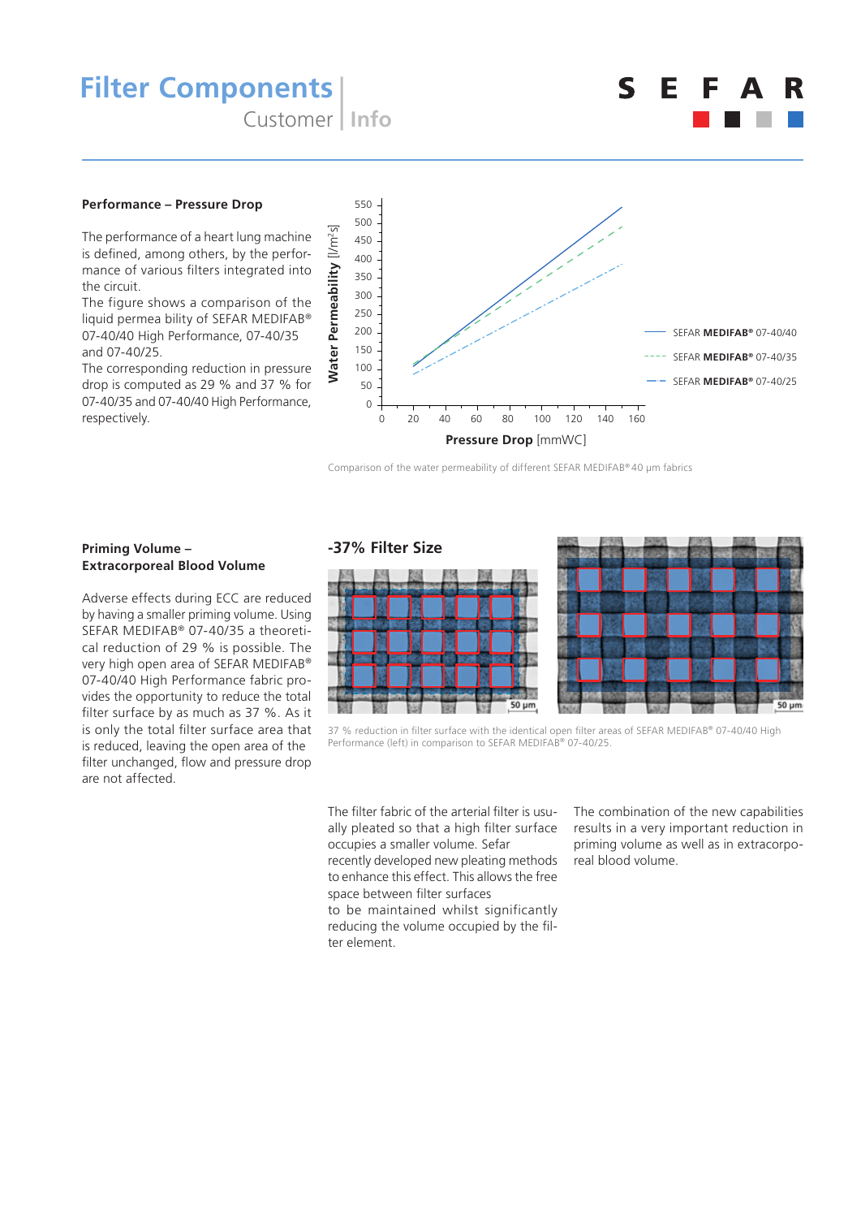# Filter Components

Customer | Info

### Performance – Pressure Drop

The performance of a heart lung machine is defined, among others, by the performance of various filters integrated into the circuit.
The figure shows a comparison of the liquid permea bility of SEFAR MEDIFAB® 07-40/40 High Performance, 07-40/35 and 07-40/25.
The corresponding reduction in pressure drop is computed as 29 % and 37 % for 07-40/35 and 07-40/40 High Performance, respectively.

Water Permeability [l/m²s]
550
500
450
400
350
300
250
200
150
100
50
0
0 20 40 60 80 100 120 140 160
Pressure Drop [mmWC]

SEFAR **MEDIFAB®** 07-40/40
SEFAR **MEDIFAB®** 07-40/35
SEFAR **MEDIFAB®** 07-40/25

Comparison of the water permeability of different SEFAR MEDIFAB® 40 µm fabrics

### Priming Volume – Extracorporeal Blood Volume

Adverse effects during ECC are reduced by having a smaller priming volume. Using SEFAR MEDIFAB® 07-40/35 a theoretical reduction of 29 % is possible. The very high open area of SEFAR MEDIFAB® 07-40/40 High Performance fabric provides the opportunity to reduce the total filter surface by as much as 37 %. As it is only the total filter surface area that is reduced, leaving the open area of the filter unchanged, flow and pressure drop are not affected.

**-37% Filter Size**

50 µm
50 µm

37 % reduction in filter surface with the identical open filter areas of SEFAR MEDIFAB® 07-40/40 High Performance (left) in comparison to SEFAR MEDIFAB® 07-40/25.

The filter fabric of the arterial filter is usually pleated so that a high filter surface occupies a smaller volume. Sefar recently developed new pleating methods to enhance this effect. This allows the free space between filter surfaces to be maintained whilst significantly reducing the volume occupied by the filter element.

The combination of the new capabilities results in a very important reduction in priming volume as well as in extracorporeal blood volume.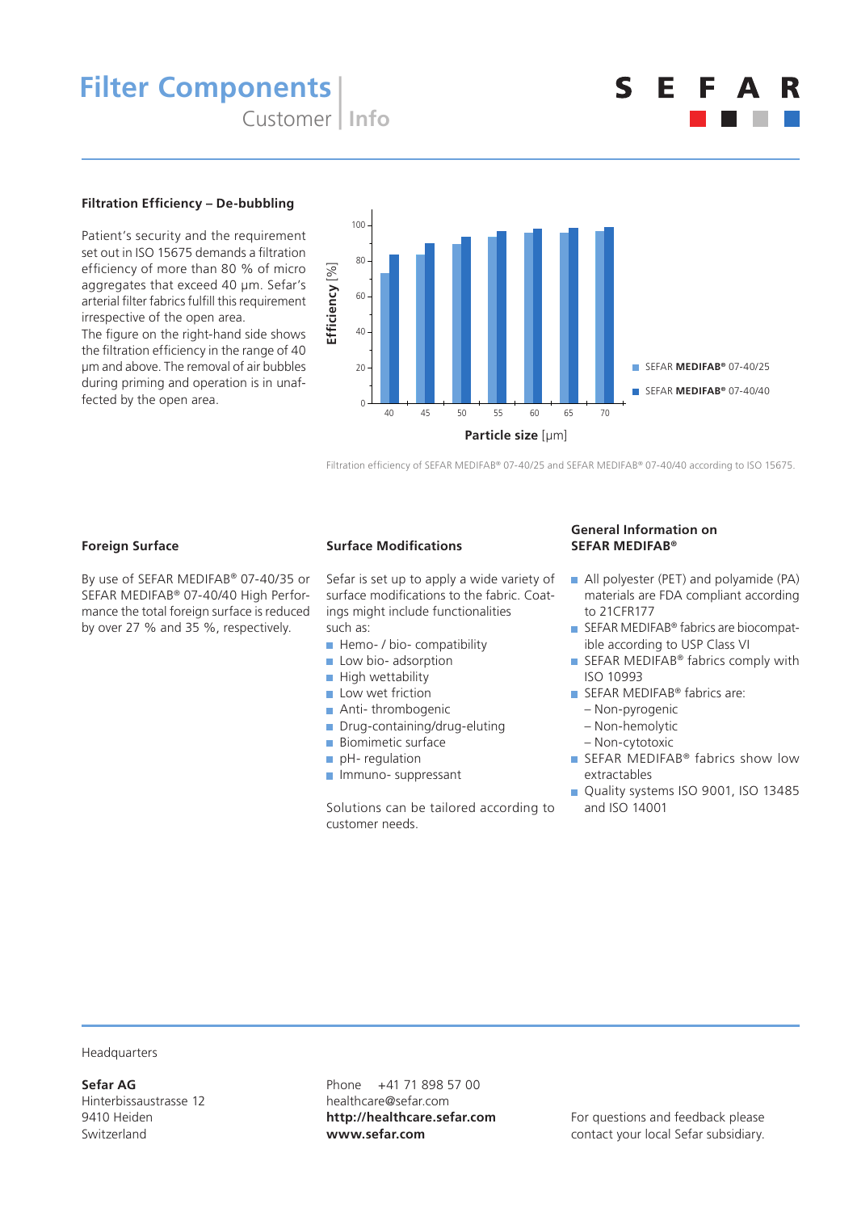## Filtration Efficiency – De-bubbling

Patient's security and the requirement set out in ISO 15675 demands a filtration efficiency of more than 80 % of micro aggregates that exceed 40 µm. Sefar's arterial filter fabrics fulfill this requirement irrespective of the open area.
The figure on the right-hand side shows the filtration efficiency in the range of 40 µm and above. The removal of air bubbles during priming and operation is in unaffected by the open area.

Efficiency [%]
0
20
40
60
80
100
40
45
50
55
60
65
70
**Particle size** [µm]
SEFAR **MEDIFAB®** 07-40/25
SEFAR **MEDIFAB®** 07-40/40

Filtration efficiency of SEFAR MEDIFAB® 07-40/25 and SEFAR MEDIFAB® 07-40/40 according to ISO 15675.

## Foreign Surface

By use of SEFAR MEDIFAB® 07-40/35 or SEFAR MEDIFAB® 07-40/40 High Performance the total foreign surface is reduced by over 27 % and 35 %, respectively.

## Surface Modifications

Sefar is set up to apply a wide variety of surface modifications to the fabric. Coatings might include functionalities such as:

- Hemo- / bio- compatibility
- Low bio- adsorption
- High wettability
- Low wet friction
- Anti- thrombogenic
- Drug-containing/drug-eluting
- Biomimetic surface
- pH- regulation
- Immuno- suppressant

Solutions can be tailored according to customer needs.

## General Information on SEFAR MEDIFAB®

- All polyester (PET) and polyamide (PA) materials are FDA compliant according to 21CFR177
- SEFAR MEDIFAB® fabrics are biocompatible according to USP Class VI
- SEFAR MEDIFAB® fabrics comply with ISO 10993
- SEFAR MEDIFAB® fabrics are:
  - Non-pyrogenic
  - Non-hemolytic
  - Non-cytotoxic
- SEFAR MEDIFAB® fabrics show low extractables
- Quality systems ISO 9001, ISO 13485 and ISO 14001

Headquarters

**Sefar AG**
Hinterbissaustrasse 12
9410 Heiden
Switzerland

Phone +41 71 898 57 00
healthcare@sefar.com
**http://healthcare.sefar.com**
**www.sefar.com**

For questions and feedback please contact your local Sefar subsidiary.